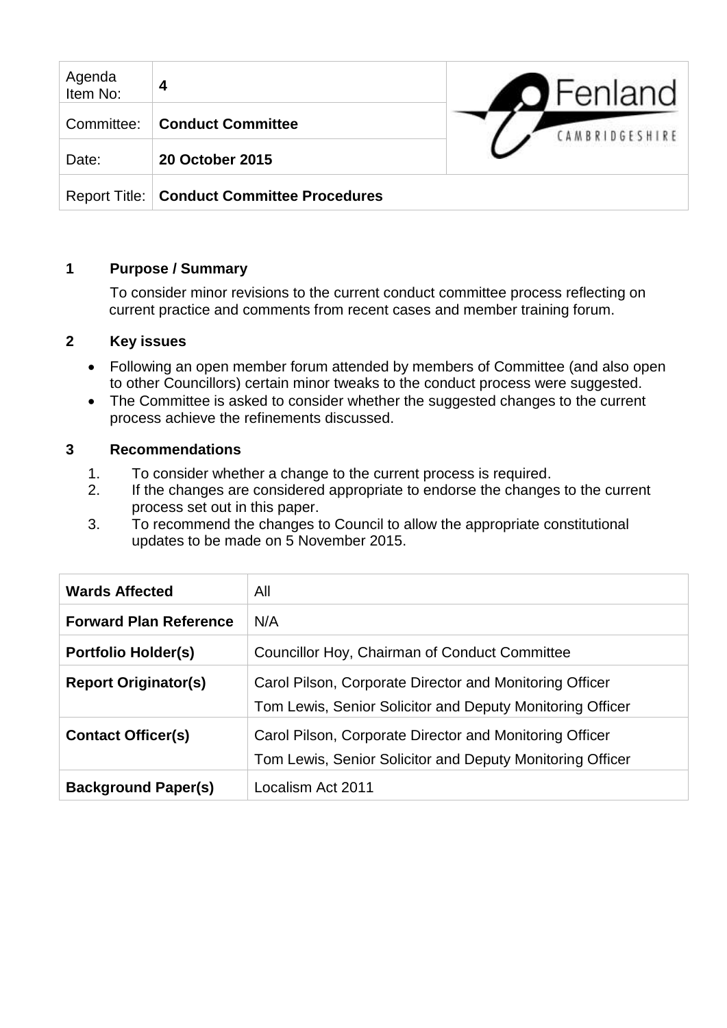| Agenda Item No: | 4 |
| --- | --- |
| Committee: | **Conduct Committee** |
| Date: | **20 October 2015** |
| Report Title: | **Conduct Committee Procedures** |

Fenland CAMBRIDGESHIRE

## 1 Purpose / Summary

To consider minor revisions to the current conduct committee process reflecting on current practice and comments from recent cases and member training forum.

## 2 Key issues

- Following an open member forum attended by members of Committee (and also open to other Councillors) certain minor tweaks to the conduct process were suggested.
- The Committee is asked to consider whether the suggested changes to the current process achieve the refinements discussed.

## 3 Recommendations

1. To consider whether a change to the current process is required.
2. If the changes are considered appropriate to endorse the changes to the current process set out in this paper.
3. To recommend the changes to Council to allow the appropriate constitutional updates to be made on 5 November 2015.

| | |
| --- | --- |
| **Wards Affected** | All |
| **Forward Plan Reference** | N/A |
| **Portfolio Holder(s)** | Councillor Hoy, Chairman of Conduct Committee |
| **Report Originator(s)** | Carol Pilson, Corporate Director and Monitoring Officer<br>Tom Lewis, Senior Solicitor and Deputy Monitoring Officer |
| **Contact Officer(s)** | Carol Pilson, Corporate Director and Monitoring Officer<br>Tom Lewis, Senior Solicitor and Deputy Monitoring Officer |
| **Background Paper(s)** | Localism Act 2011 |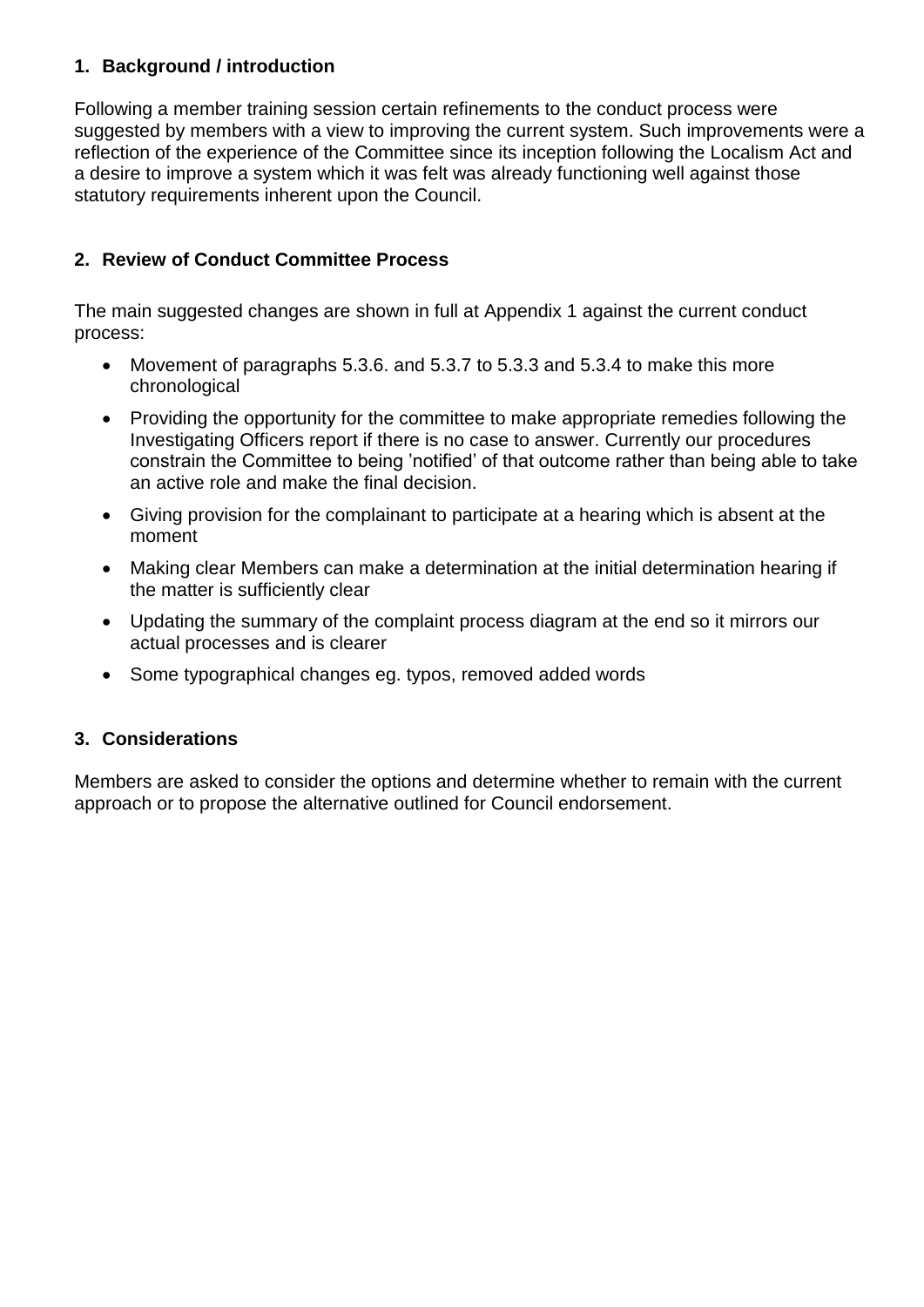## 1. Background / introduction

Following a member training session certain refinements to the conduct process were suggested by members with a view to improving the current system. Such improvements were a reflection of the experience of the Committee since its inception following the Localism Act and a desire to improve a system which it was felt was already functioning well against those statutory requirements inherent upon the Council.

## 2. Review of Conduct Committee Process

The main suggested changes are shown in full at Appendix 1 against the current conduct process:

- Movement of paragraphs 5.3.6. and 5.3.7 to 5.3.3 and 5.3.4 to make this more chronological
- Providing the opportunity for the committee to make appropriate remedies following the Investigating Officers report if there is no case to answer. Currently our procedures constrain the Committee to being 'notified' of that outcome rather than being able to take an active role and make the final decision.
- Giving provision for the complainant to participate at a hearing which is absent at the moment
- Making clear Members can make a determination at the initial determination hearing if the matter is sufficiently clear
- Updating the summary of the complaint process diagram at the end so it mirrors our actual processes and is clearer
- Some typographical changes eg. typos, removed added words

## 3. Considerations

Members are asked to consider the options and determine whether to remain with the current approach or to propose the alternative outlined for Council endorsement.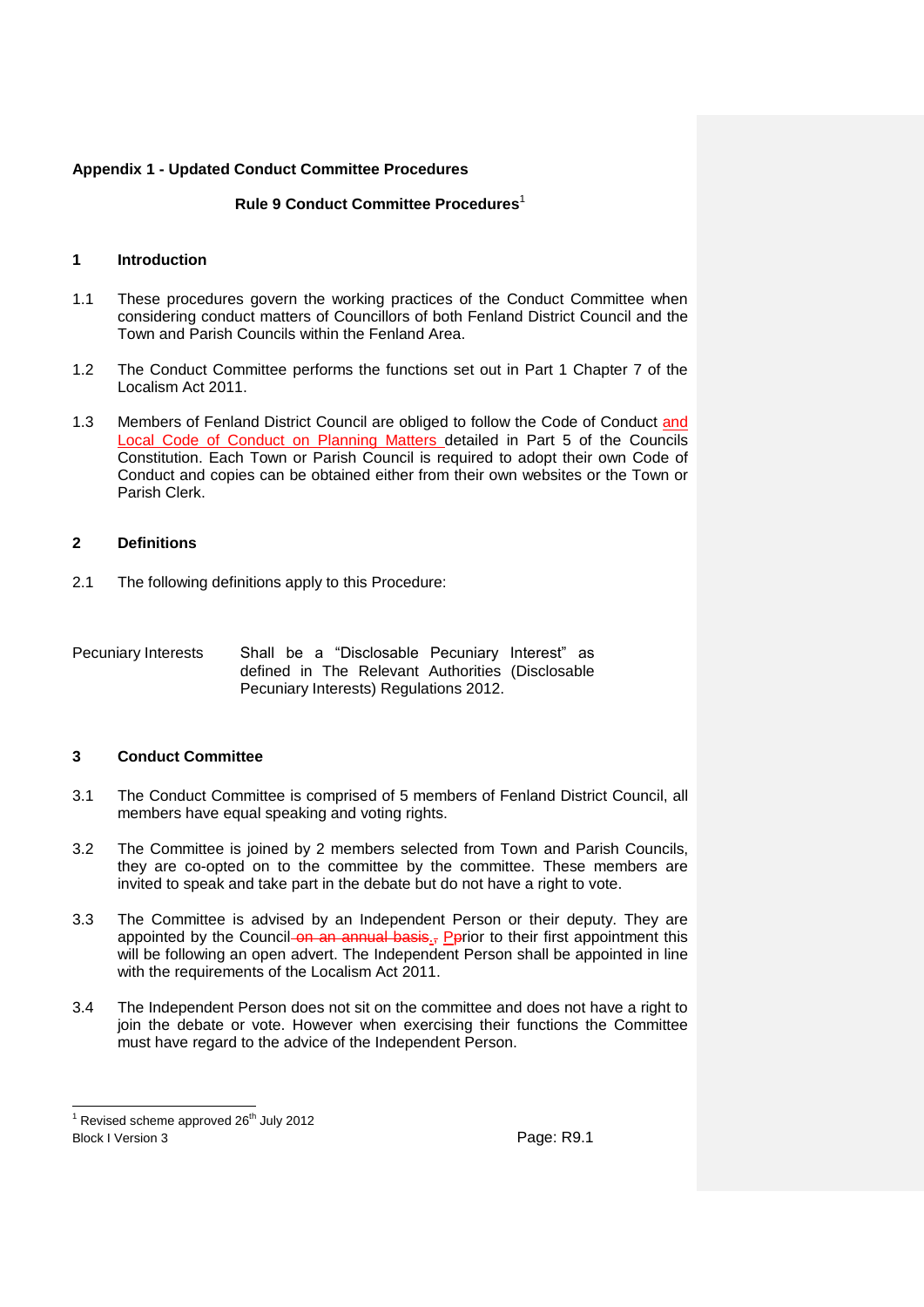**Appendix 1 - Updated Conduct Committee Procedures**

**Rule 9 Conduct Committee Procedures**[1]

## 1 Introduction

1.1 These procedures govern the working practices of the Conduct Committee when considering conduct matters of Councillors of both Fenland District Council and the Town and Parish Councils within the Fenland Area.

1.2 The Conduct Committee performs the functions set out in Part 1 Chapter 7 of the Localism Act 2011.

1.3 Members of Fenland District Council are obliged to follow the Code of Conduct and Local Code of Conduct on Planning Matters detailed in Part 5 of the Councils Constitution. Each Town or Parish Council is required to adopt their own Code of Conduct and copies can be obtained either from their own websites or the Town or Parish Clerk.

## 2 Definitions

2.1 The following definitions apply to this Procedure:

| | |
|---|---|
| Pecuniary Interests | Shall be a "Disclosable Pecuniary Interest" as defined in The Relevant Authorities (Disclosable Pecuniary Interests) Regulations 2012. |

## 3 Conduct Committee

3.1 The Conduct Committee is comprised of 5 members of Fenland District Council, all members have equal speaking and voting rights.

3.2 The Committee is joined by 2 members selected from Town and Parish Councils, they are co-opted on to the committee by the committee. These members are invited to speak and take part in the debate but do not have a right to vote.

3.3 The Committee is advised by an Independent Person or their deputy. They are appointed by the Council ~~on an annual basis~~. Prior to their first appointment this will be following an open advert. The Independent Person shall be appointed in line with the requirements of the Localism Act 2011.

3.4 The Independent Person does not sit on the committee and does not have a right to join the debate or vote. However when exercising their functions the Committee must have regard to the advice of the Independent Person.

[1] Revised scheme approved 26th July 2012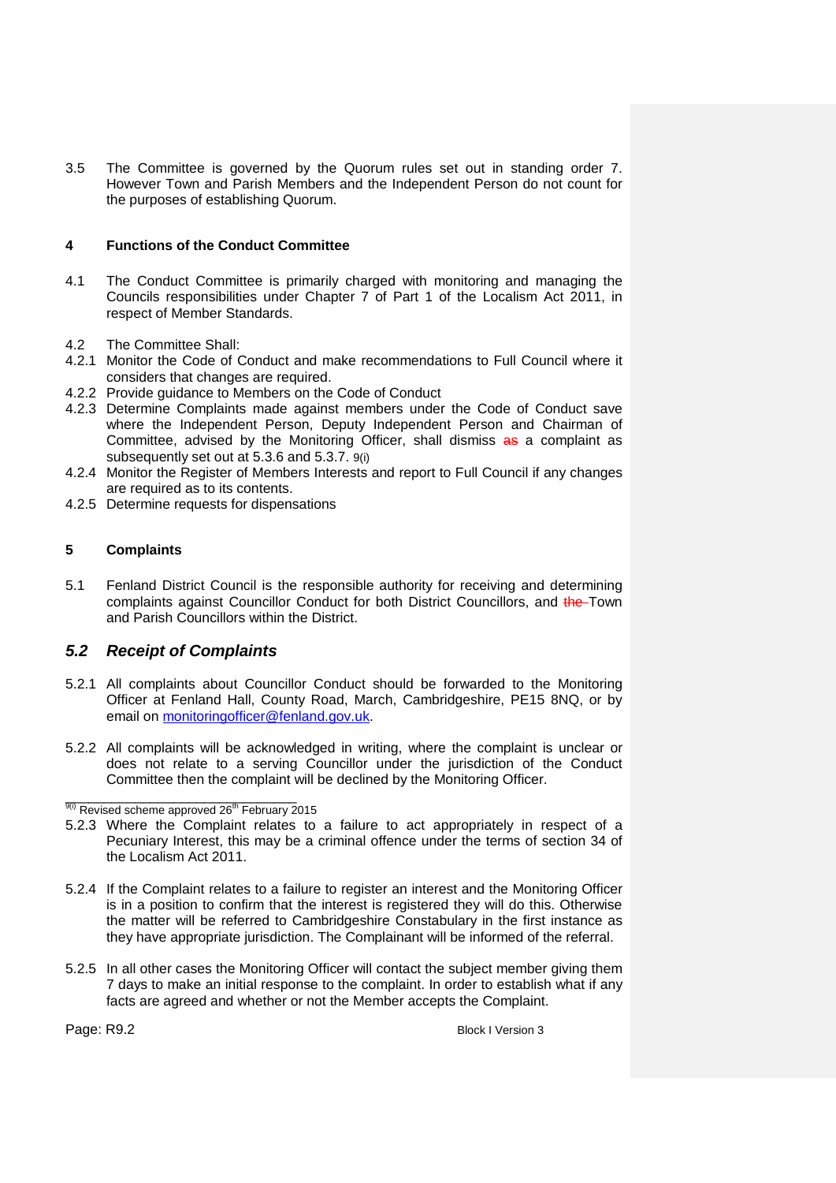3.5 The Committee is governed by the Quorum rules set out in standing order 7. However Town and Parish Members and the Independent Person do not count for the purposes of establishing Quorum.

**4 Functions of the Conduct Committee**

4.1 The Conduct Committee is primarily charged with monitoring and managing the Councils responsibilities under Chapter 7 of Part 1 of the Localism Act 2011, in respect of Member Standards.

4.2 The Committee Shall:

4.2.1 Monitor the Code of Conduct and make recommendations to Full Council where it considers that changes are required.

4.2.2 Provide guidance to Members on the Code of Conduct

4.2.3 Determine Complaints made against members under the Code of Conduct save where the Independent Person, Deputy Independent Person and Chairman of Committee, advised by the Monitoring Officer, shall dismiss ~~as~~ a complaint as subsequently set out at 5.3.6 and 5.3.7. 9(i)

4.2.4 Monitor the Register of Members Interests and report to Full Council if any changes are required as to its contents.

4.2.5 Determine requests for dispensations

**5 Complaints**

5.1 Fenland District Council is the responsible authority for receiving and determining complaints against Councillor Conduct for both District Councillors, and ~~the~~ Town and Parish Councillors within the District.

## *5.2 Receipt of Complaints*

5.2.1 All complaints about Councillor Conduct should be forwarded to the Monitoring Officer at Fenland Hall, County Road, March, Cambridgeshire, PE15 8NQ, or by email on monitoringofficer@fenland.gov.uk.

5.2.2 All complaints will be acknowledged in writing, where the complaint is unclear or does not relate to a serving Councillor under the jurisdiction of the Conduct Committee then the complaint will be declined by the Monitoring Officer.

5.2.3 Where the Complaint relates to a failure to act appropriately in respect of a Pecuniary Interest, this may be a criminal offence under the terms of section 34 of the Localism Act 2011.

5.2.4 If the Complaint relates to a failure to register an interest and the Monitoring Officer is in a position to confirm that the interest is registered they will do this. Otherwise the matter will be referred to Cambridgeshire Constabulary in the first instance as they have appropriate jurisdiction. The Complainant will be informed of the referral.

5.2.5 In all other cases the Monitoring Officer will contact the subject member giving them 7 days to make an initial response to the complaint. In order to establish what if any facts are agreed and whether or not the Member accepts the Complaint.

---

[9(i)] Revised scheme approved 26th February 2015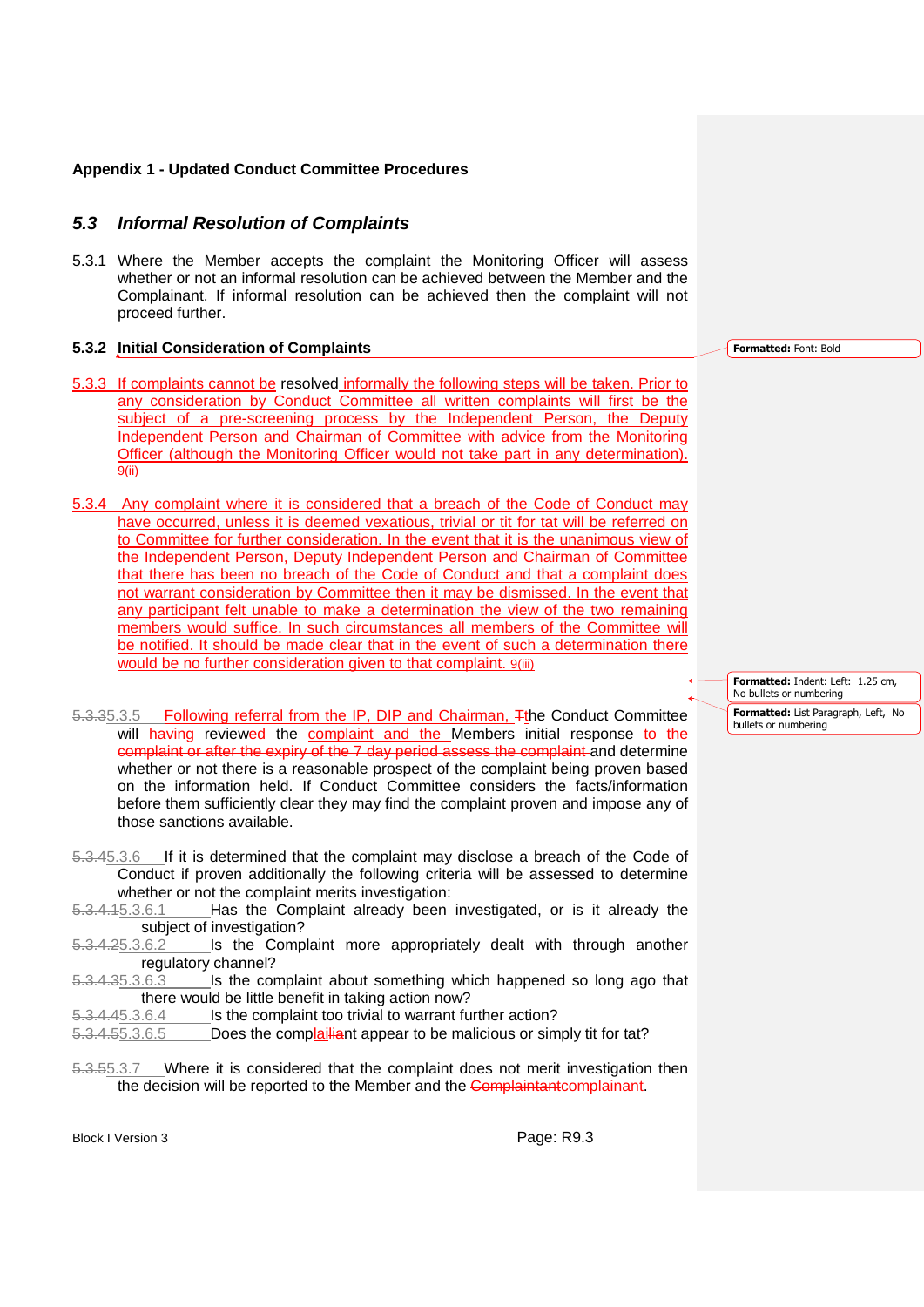**Appendix 1 - Updated Conduct Committee Procedures**

## *5.3 Informal Resolution of Complaints*

5.3.1 Where the Member accepts the complaint the Monitoring Officer will assess whether or not an informal resolution can be achieved between the Member and the Complainant. If informal resolution can be achieved then the complaint will not proceed further.

**5.3.2 Initial Consideration of Complaints**

5.3.3 If complaints cannot be resolved informally the following steps will be taken. Prior to any consideration by Conduct Committee all written complaints will first be the subject of a pre-screening process by the Independent Person, the Deputy Independent Person and Chairman of Committee with advice from the Monitoring Officer (although the Monitoring Officer would not take part in any determination). 9(ii)

5.3.4 Any complaint where it is considered that a breach of the Code of Conduct may have occurred, unless it is deemed vexatious, trivial or tit for tat will be referred on to Committee for further consideration. In the event that it is the unanimous view of the Independent Person, Deputy Independent Person and Chairman of Committee that there has been no breach of the Code of Conduct and that a complaint does not warrant consideration by Committee then it may be dismissed. In the event that any participant felt unable to make a determination the view of the two remaining members would suffice. In such circumstances all members of the Committee will be notified. It should be made clear that in the event of such a determination there would be no further consideration given to that complaint. 9(iii)

5.3.5 Following referral from the IP, DIP and Chairman, the Conduct Committee will reviewed the complaint and the Members initial response and determine whether or not there is a reasonable prospect of the complaint being proven based on the information held. If Conduct Committee considers the facts/information before them sufficiently clear they may find the complaint proven and impose any of those sanctions available.

5.3.6 If it is determined that the complaint may disclose a breach of the Code of Conduct if proven additionally the following criteria will be assessed to determine whether or not the complaint merits investigation:

5.3.6.1 Has the Complaint already been investigated, or is it already the subject of investigation?

5.3.6.2 Is the Complaint more appropriately dealt with through another regulatory channel?

5.3.6.3 Is the complaint about something which happened so long ago that there would be little benefit in taking action now?

5.3.6.4 Is the complaint too trivial to warrant further action?

5.3.6.5 Does the complaint appear to be malicious or simply tit for tat?

5.3.7 Where it is considered that the complaint does not merit investigation then the decision will be reported to the Member and the complainant.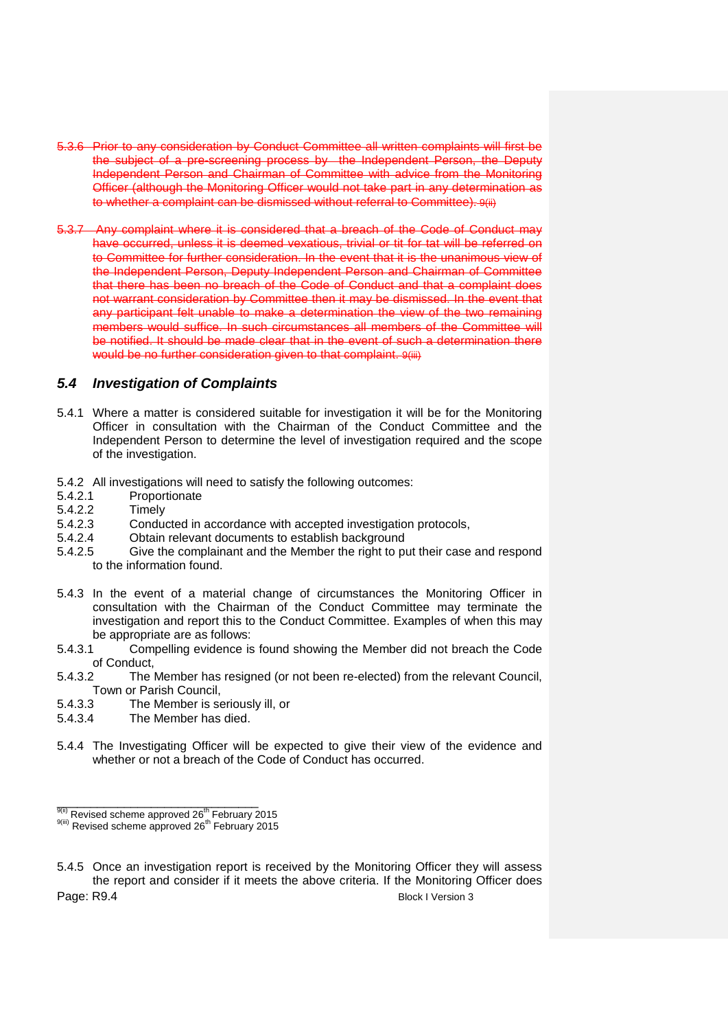~~5.3.6 Prior to any consideration by Conduct Committee all written complaints will first be the subject of a pre-screening process by the Independent Person, the Deputy Independent Person and Chairman of Committee with advice from the Monitoring Officer (although the Monitoring Officer would not take part in any determination as to whether a complaint can be dismissed without referral to Committee).~~ 9(ii)

~~5.3.7 Any complaint where it is considered that a breach of the Code of Conduct may have occurred, unless it is deemed vexatious, trivial or tit for tat will be referred on to Committee for further consideration. In the event that it is the unanimous view of the Independent Person, Deputy Independent Person and Chairman of Committee that there has been no breach of the Code of Conduct and that a complaint does not warrant consideration by Committee then it may be dismissed. In the event that any participant felt unable to make a determination the view of the two remaining members would suffice. In such circumstances all members of the Committee will be notified. It should be made clear that in the event of such a determination there would be no further consideration given to that complaint.~~ 9(iii)

### *5.4 Investigation of Complaints*

5.4.1 Where a matter is considered suitable for investigation it will be for the Monitoring Officer in consultation with the Chairman of the Conduct Committee and the Independent Person to determine the level of investigation required and the scope of the investigation.

5.4.2 All investigations will need to satisfy the following outcomes:
5.4.2.1 Proportionate
5.4.2.2 Timely
5.4.2.3 Conducted in accordance with accepted investigation protocols,
5.4.2.4 Obtain relevant documents to establish background
5.4.2.5 Give the complainant and the Member the right to put their case and respond to the information found.

5.4.3 In the event of a material change of circumstances the Monitoring Officer in consultation with the Chairman of the Conduct Committee may terminate the investigation and report this to the Conduct Committee. Examples of when this may be appropriate are as follows:
5.4.3.1 Compelling evidence is found showing the Member did not breach the Code of Conduct,
5.4.3.2 The Member has resigned (or not been re-elected) from the relevant Council, Town or Parish Council,
5.4.3.3 The Member is seriously ill, or
5.4.3.4 The Member has died.

5.4.4 The Investigating Officer will be expected to give their view of the evidence and whether or not a breach of the Code of Conduct has occurred.

[9(ii)] Revised scheme approved 26th February 2015
[9(iii)] Revised scheme approved 26th February 2015

5.4.5 Once an investigation report is received by the Monitoring Officer they will assess the report and consider if it meets the above criteria. If the Monitoring Officer does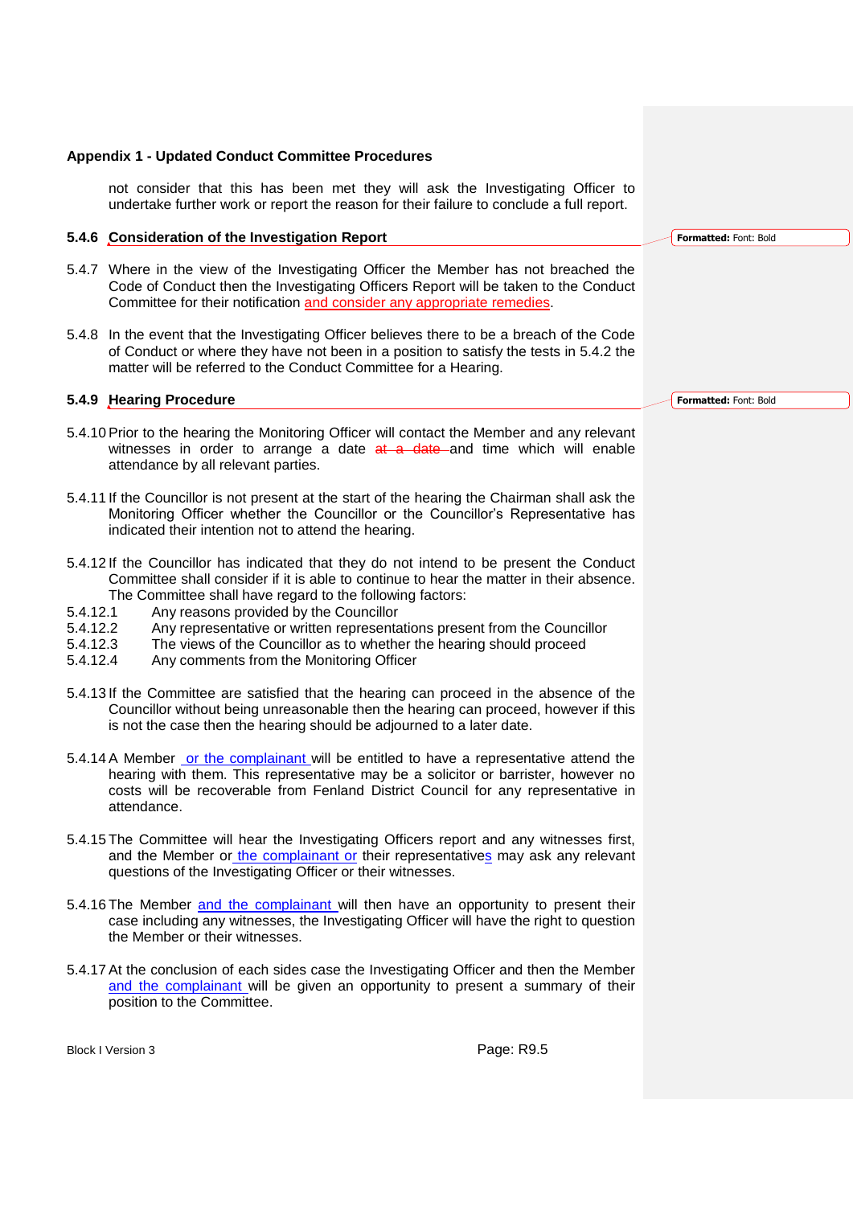## Appendix 1 - Updated Conduct Committee Procedures

not consider that this has been met they will ask the Investigating Officer to undertake further work or report the reason for their failure to conclude a full report.

### 5.4.6 Consideration of the Investigation Report

5.4.7 Where in the view of the Investigating Officer the Member has not breached the Code of Conduct then the Investigating Officers Report will be taken to the Conduct Committee for their notification and consider any appropriate remedies.

5.4.8 In the event that the Investigating Officer believes there to be a breach of the Code of Conduct or where they have not been in a position to satisfy the tests in 5.4.2 the matter will be referred to the Conduct Committee for a Hearing.

### 5.4.9 Hearing Procedure

5.4.10 Prior to the hearing the Monitoring Officer will contact the Member and any relevant witnesses in order to arrange a date ~~at a date~~ and time which will enable attendance by all relevant parties.

5.4.11 If the Councillor is not present at the start of the hearing the Chairman shall ask the Monitoring Officer whether the Councillor or the Councillor's Representative has indicated their intention not to attend the hearing.

5.4.12 If the Councillor has indicated that they do not intend to be present the Conduct Committee shall consider if it is able to continue to hear the matter in their absence. The Committee shall have regard to the following factors:

5.4.12.1 Any reasons provided by the Councillor
5.4.12.2 Any representative or written representations present from the Councillor
5.4.12.3 The views of the Councillor as to whether the hearing should proceed
5.4.12.4 Any comments from the Monitoring Officer

5.4.13 If the Committee are satisfied that the hearing can proceed in the absence of the Councillor without being unreasonable then the hearing can proceed, however if this is not the case then the hearing should be adjourned to a later date.

5.4.14 A Member or the complainant will be entitled to have a representative attend the hearing with them. This representative may be a solicitor or barrister, however no costs will be recoverable from Fenland District Council for any representative in attendance.

5.4.15 The Committee will hear the Investigating Officers report and any witnesses first, and the Member or the complainant or their representatives may ask any relevant questions of the Investigating Officer or their witnesses.

5.4.16 The Member and the complainant will then have an opportunity to present their case including any witnesses, the Investigating Officer will have the right to question the Member or their witnesses.

5.4.17 At the conclusion of each sides case the Investigating Officer and then the Member and the complainant will be given an opportunity to present a summary of their position to the Committee.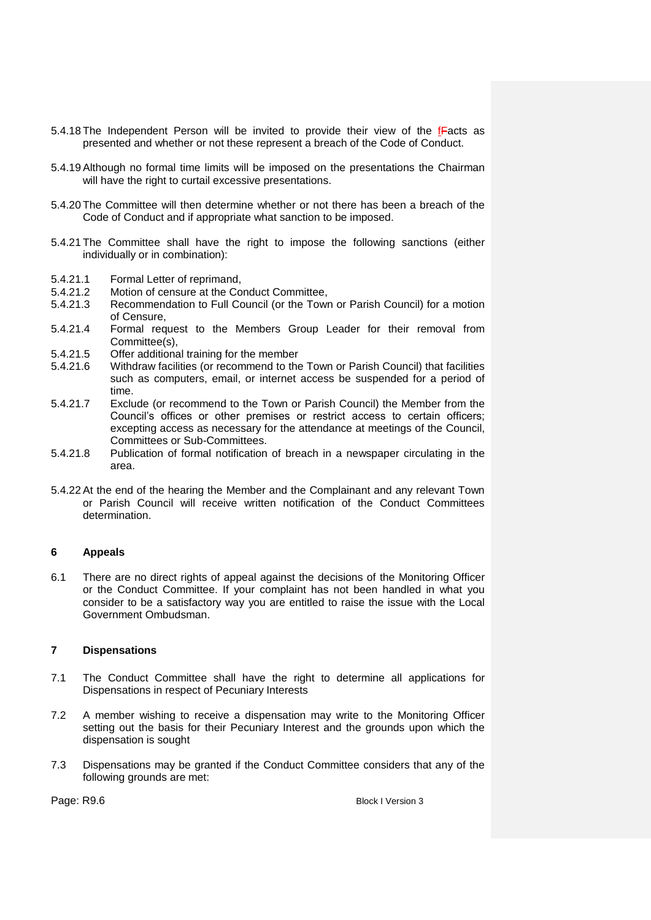5.4.18 The Independent Person will be invited to provide their view of the fFacts as presented and whether or not these represent a breach of the Code of Conduct.

5.4.19 Although no formal time limits will be imposed on the presentations the Chairman will have the right to curtail excessive presentations.

5.4.20 The Committee will then determine whether or not there has been a breach of the Code of Conduct and if appropriate what sanction to be imposed.

5.4.21 The Committee shall have the right to impose the following sanctions (either individually or in combination):

5.4.21.1 Formal Letter of reprimand,
5.4.21.2 Motion of censure at the Conduct Committee,
5.4.21.3 Recommendation to Full Council (or the Town or Parish Council) for a motion of Censure,
5.4.21.4 Formal request to the Members Group Leader for their removal from Committee(s),
5.4.21.5 Offer additional training for the member
5.4.21.6 Withdraw facilities (or recommend to the Town or Parish Council) that facilities such as computers, email, or internet access be suspended for a period of time.
5.4.21.7 Exclude (or recommend to the Town or Parish Council) the Member from the Council's offices or other premises or restrict access to certain officers; excepting access as necessary for the attendance at meetings of the Council, Committees or Sub-Committees.
5.4.21.8 Publication of formal notification of breach in a newspaper circulating in the area.

5.4.22 At the end of the hearing the Member and the Complainant and any relevant Town or Parish Council will receive written notification of the Conduct Committees determination.

## 6 Appeals

6.1 There are no direct rights of appeal against the decisions of the Monitoring Officer or the Conduct Committee. If your complaint has not been handled in what you consider to be a satisfactory way you are entitled to raise the issue with the Local Government Ombudsman.

## 7 Dispensations

7.1 The Conduct Committee shall have the right to determine all applications for Dispensations in respect of Pecuniary Interests

7.2 A member wishing to receive a dispensation may write to the Monitoring Officer setting out the basis for their Pecuniary Interest and the grounds upon which the dispensation is sought

7.3 Dispensations may be granted if the Conduct Committee considers that any of the following grounds are met: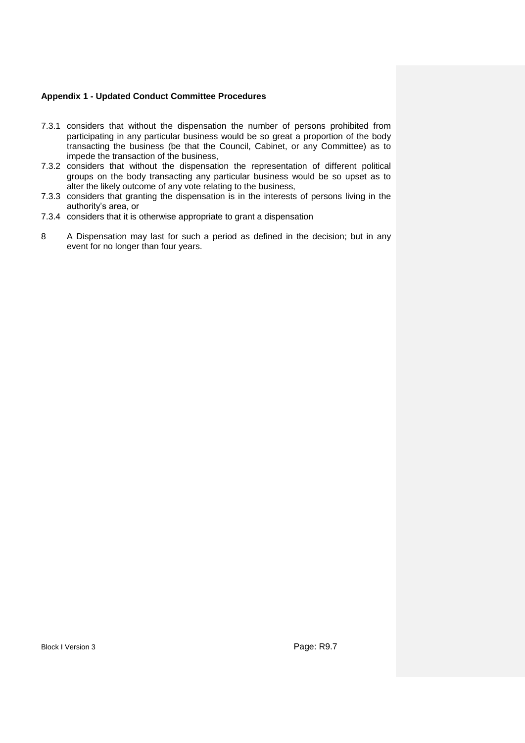**Appendix 1 - Updated Conduct Committee Procedures**

7.3.1 considers that without the dispensation the number of persons prohibited from participating in any particular business would be so great a proportion of the body transacting the business (be that the Council, Cabinet, or any Committee) as to impede the transaction of the business,

7.3.2 considers that without the dispensation the representation of different political groups on the body transacting any particular business would be so upset as to alter the likely outcome of any vote relating to the business,

7.3.3 considers that granting the dispensation is in the interests of persons living in the authority's area, or

7.3.4 considers that it is otherwise appropriate to grant a dispensation

8 A Dispensation may last for such a period as defined in the decision; but in any event for no longer than four years.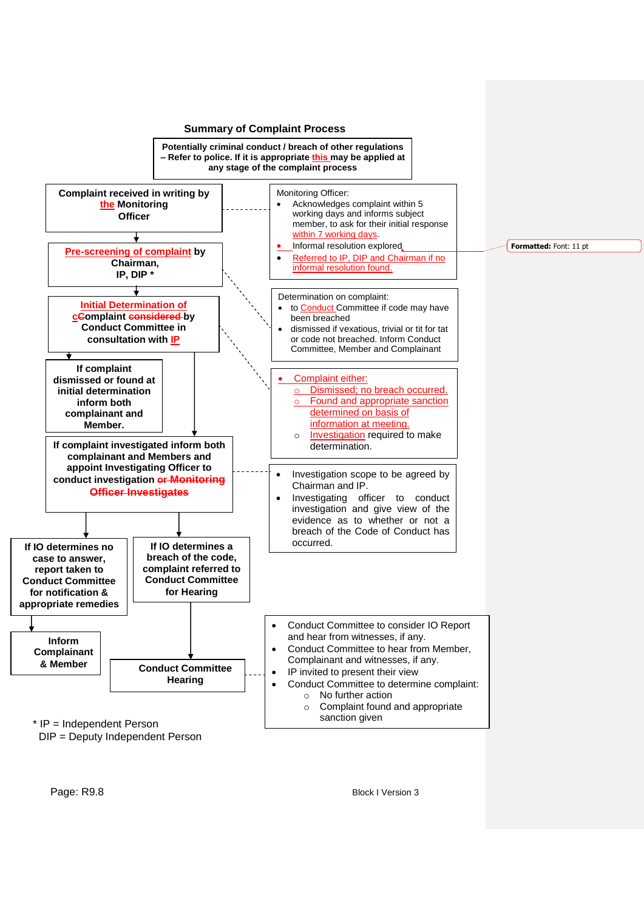## Summary of Complaint Process

**Potentially criminal conduct / breach of other regulations – Refer to police. If it is appropriate this may be applied at any stage of the complaint process**

**Complaint received in writing by the Monitoring Officer**

Monitoring Officer:

- Acknowledges complaint within 5 working days and informs subject member, to ask for their initial response within 7 working days.
- Informal resolution explored
- Referred to IP, DIP and Chairman if no informal resolution found.

**Pre-screening of complaint by Chairman, IP, DIP \***

Determination on complaint:

- to Conduct Committee if code may have been breached
- dismissed if vexatious, trivial or tit for tat or code not breached. Inform Conduct Committee, Member and Complainant

**Initial Determination of complaint considered by Conduct Committee in consultation with IP**

- Complaint either:
  - Dismissed; no breach occurred.
  - Found and appropriate sanction determined on basis of information at meeting.
  - Investigation required to make determination.

**If complaint dismissed or found at initial determination inform both complainant and Member.**

**If complaint investigated inform both complainant and Members and appoint Investigating Officer to conduct investigation or Monitoring Officer Investigates**

- Investigation scope to be agreed by Chairman and IP.
- Investigating officer to conduct investigation and give view of the evidence as to whether or not a breach of the Code of Conduct has occurred.

**If IO determines no case to answer, report taken to Conduct Committee for notification & appropriate remedies**

**Inform Complainant & Member**

**If IO determines a breach of the code, complaint referred to Conduct Committee for Hearing**

**Conduct Committee Hearing**

- Conduct Committee to consider IO Report and hear from witnesses, if any.
- Conduct Committee to hear from Member, Complainant and witnesses, if any.
- IP invited to present their view
- Conduct Committee to determine complaint:
  - No further action
  - Complaint found and appropriate sanction given

\* IP = Independent Person
DIP = Deputy Independent Person

Page: R9.8

Block I Version 3